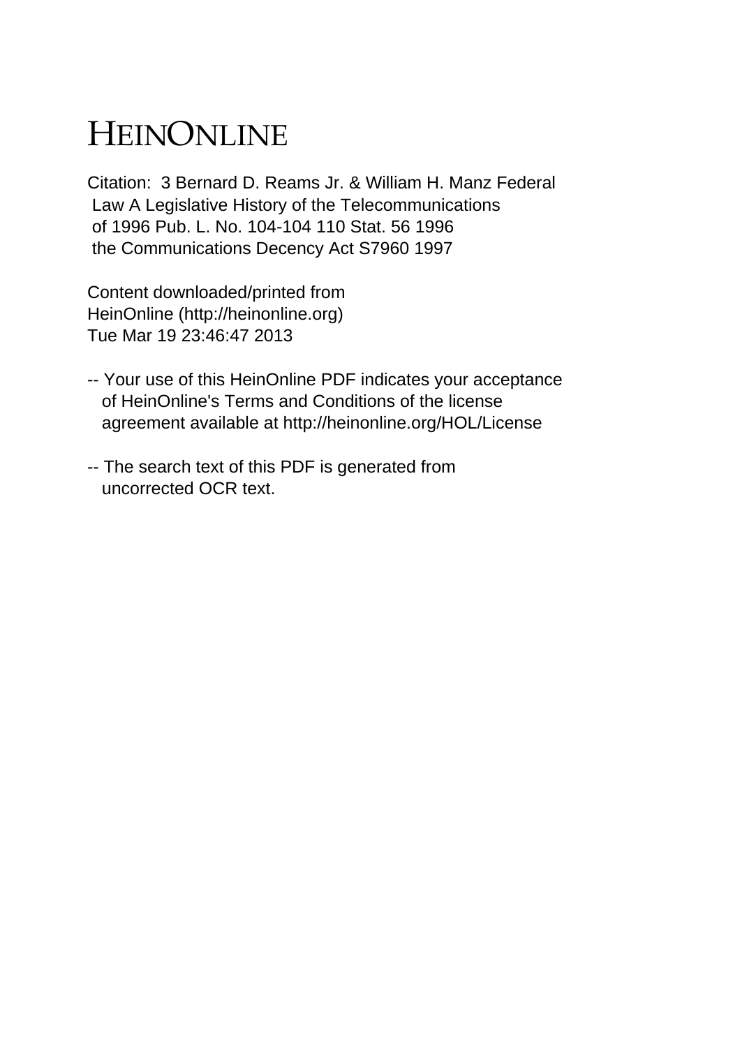# HEINONLINE

Citation: 3 Bernard D. Reams Jr. & William H. Manz Federal
Law A Legislative History of the Telecommunications
of 1996 Pub. L. No. 104-104 110 Stat. 56 1996
the Communications Decency Act S7960 1997

Content downloaded/printed from
HeinOnline (http://heinonline.org)
Tue Mar 19 23:46:47 2013

-- Your use of this HeinOnline PDF indicates your acceptance
of HeinOnline's Terms and Conditions of the license
agreement available at http://heinonline.org/HOL/License

-- The search text of this PDF is generated from
uncorrected OCR text.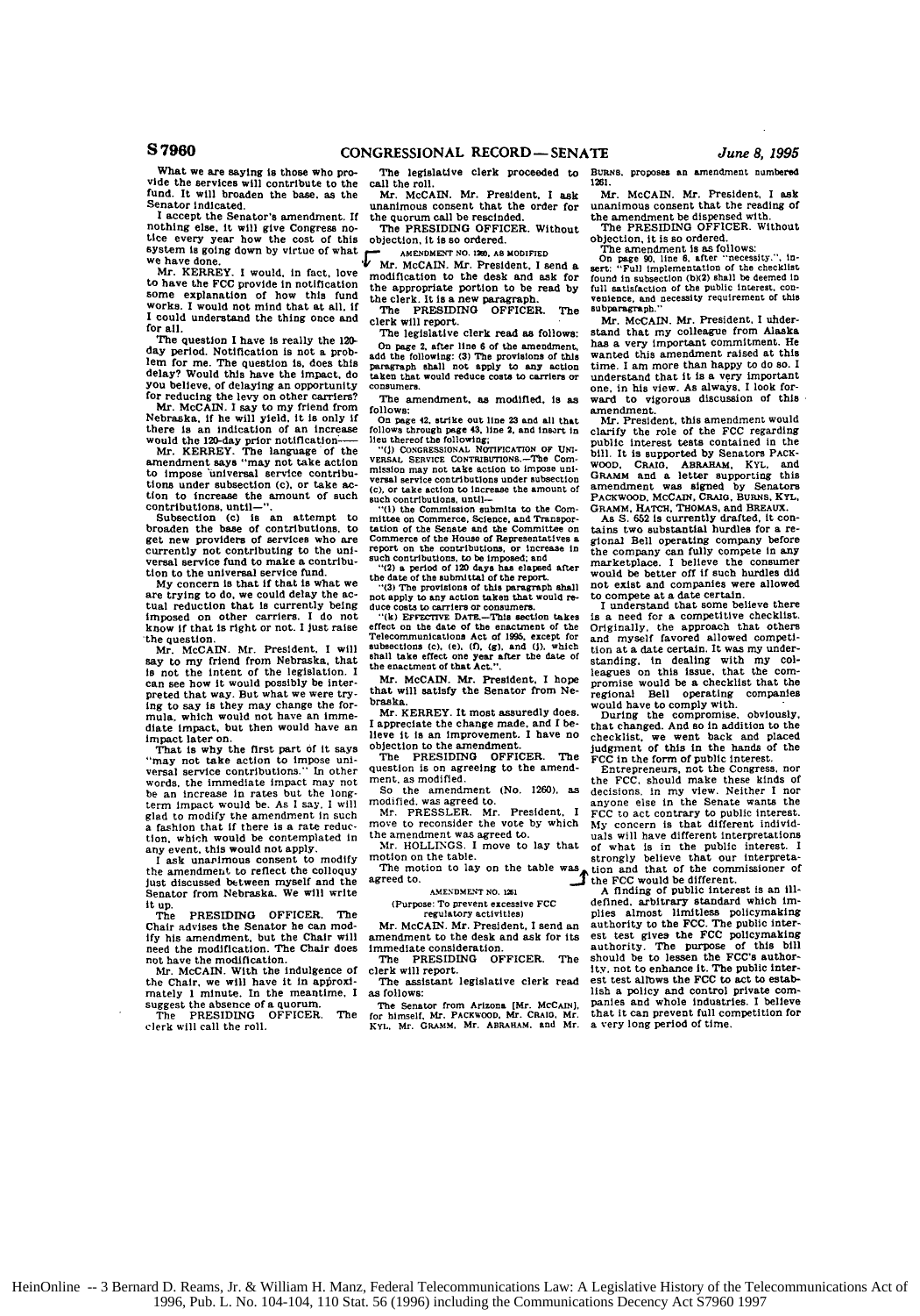What we are saying is those who provide the services will contribute to the fund. It will broaden the base, as the Senator indicated.

I accept the Senator's amendment. If nothing else, it will give Congress notice every year how the cost of this system is going down by virtue of what we have done.

Mr. KERREY. I would, in fact, love to have the FCC provide in notification some explanation of how this fund works. I would not mind that at all, if I could understand the thing once and for all.

The question I have is really the 120-day period. Notification is not a problem for me. The question is, does this delay? Would this have the impact, do you believe, of delaying an opportunity for reducing the levy on other carriers?

Mr. McCAIN. I say to my friend from Nebraska, if he will yield, it is only if there is an indication of an increase would the 120-day prior notification——

Mr. KERREY. The language of the amendment says "may not take action to impose universal service contributions under subsection (c), or take action to increase the amount of such contributions, until—".

Subsection (c) is an attempt to broaden the base of contributions, to get new providers of services who are currently not contributing to the universal service fund to make a contribution to the universal service fund.

My concern is that if that is what we are trying to do, we could delay the actual reduction that is currently being imposed on other carriers. I do not know if that is right or not. I just raise the question.

Mr. McCAIN. Mr. President, I will say to my friend from Nebraska, that is not the intent of the legislation. I can see how it would possibly be interpreted that way. But what we were trying to say is they may change the formula, which would not have an immediate impact, but then would have an impact later on.

That is why the first part of it says "may not take action to impose universal service contributions." In other words, the immediate impact may not be an increase in rates but the long-term impact would be. As I say, I will glad to modify the amendment in such a fashion that if there is a rate reduction, which would be contemplated in any event, this would not apply.

I ask unanimous consent to modify the amendment to reflect the colloquy just discussed between myself and the Senator from Nebraska. We will write it up.

The PRESIDING OFFICER. The Chair advises the Senator he can modify his amendment, but the Chair will need the modification. The Chair does not have the modification.

Mr. McCAIN. With the indulgence of the Chair, we will have it in approximately 1 minute. In the meantime, I suggest the absence of a quorum.

The PRESIDING OFFICER. The clerk will call the roll.

The legislative clerk proceeded to call the roll.

Mr. McCAIN. Mr. President, I ask unanimous consent that the order for the quorum call be rescinded.

The PRESIDING OFFICER. Without objection, it is so ordered.

AMENDMENT NO. 1260, AS MODIFIED

Mr. McCAIN. Mr. President, I send a modification to the desk and ask for the appropriate portion to be read by the clerk. It is a new paragraph.

The PRESIDING OFFICER. The clerk will report.

The legislative clerk read as follows:

On page 2, after line 6 of the amendment, add the following: (3) The provisions of this paragraph shall not apply to any action taken that would reduce costs to carriers or consumers.

The amendment, as modified, is as follows:

On page 42, strike out line 23 and all that follows through page 43, line 2, and insert in lieu thereof the following:

"(j) CONGRESSIONAL NOTIFICATION OF UNIVERSAL SERVICE CONTRIBUTIONS.—The Commission may not take action to impose universal service contributions under subsection (c), or take action to increase the amount of such contributions, until—

"(1) the Commission submits to the Committee on Commerce, Science, and Transportation of the Senate and the Committee on Commerce of the House of Representatives a report on the contributions, or increase in such contributions, to be imposed; and

"(2) a period of 120 days has elapsed after the date of the submittal of the report.

"(3) The provisions of this paragraph shall not apply to any action taken that would reduce costs to carriers or consumers.

"(k) EFFECTIVE DATE.—This section takes effect on the date of the enactment of the Telecommunications Act of 1995, except for subsections (c), (e), (f), (g), and (j), which shall take effect one year after the date of the enactment of that Act.".

Mr. McCAIN. Mr. President, I hope that will satisfy the Senator from Nebraska.

Mr. KERREY. It most assuredly does. I appreciate the change made, and I believe it is an improvement. I have no objection to the amendment.

The PRESIDING OFFICER. The question is on agreeing to the amendment, as modified.

So the amendment (No. 1260), as modified, was agreed to.

Mr. PRESSLER. Mr. President, I move to reconsider the vote by which the amendment was agreed to.

Mr. HOLLINGS. I move to lay that motion on the table.

The motion to lay on the table was agreed to.

AMENDMENT NO. 1261

(Purpose: To prevent excessive FCC regulatory activities)

Mr. McCAIN. Mr. President, I send an amendment to the desk and ask for its immediate consideration.

The PRESIDING OFFICER. The clerk will report.

The assistant legislative clerk read as follows:

The Senator from Arizona [Mr. McCAIN], for himself, Mr. PACKWOOD, Mr. CRAIG, Mr. KYL, Mr. GRAMM, Mr. ABRAHAM, and Mr. BURNS, proposes an amendment numbered 1261.

Mr. McCAIN. Mr. President, I ask unanimous consent that the reading of the amendment be dispensed with.

The PRESIDING OFFICER. Without objection, it is so ordered.

The amendment is as follows:

On page 90, line 6, after "necessity.", insert: "Full implementation of the checklist found in subsection (b)(2) shall be deemed in full satisfaction of the public interest, convenience, and necessity requirement of this subparagraph."

Mr. McCAIN. Mr. President, I understand that my colleague from Alaska has a very important commitment. He wanted this amendment raised at this time. I am more than happy to do so. I understand that it is a very important one, in his view. As always, I look forward to vigorous discussion of this amendment.

Mr. President, this amendment would clarify the role of the FCC regarding public interest tests contained in the bill. It is supported by Senators PACKWOOD, CRAIG, ABRAHAM, KYL, and GRAMM and a letter supporting this amendment was signed by Senators PACKWOOD, McCAIN, CRAIG, BURNS, KYL, GRAMM, HATCH, THOMAS, and BREAUX.

As S. 652 is currently drafted, it contains two substantial hurdles for a regional Bell operating company before the company can fully compete in any marketplace. I believe the consumer would be better off if such hurdles did not exist and companies were allowed to compete at a date certain.

I understand that some believe there is a need for a competitive checklist. Originally, the approach that others and myself favored allowed competition at a date certain. It was my understanding, in dealing with my colleagues on this issue, that the compromise would be a checklist that the regional Bell operating companies would have to comply with.

During the compromise, obviously, that changed. And so in addition to the checklist, we went back and placed judgment of this in the hands of the FCC in the form of public interest.

Entrepreneurs, not the Congress, nor the FCC, should make these kinds of decisions, in my view. Neither I nor anyone else in the Senate wants the FCC to act contrary to public interest. My concern is that different individuals will have different interpretations of what is in the public interest. I strongly believe that our interpretation and that of the commissioner of the FCC would be different.

A finding of public interest is an ill-defined, arbitrary standard which implies almost limitless policymaking authority to the FCC. The public interest test gives the FCC policymaking authority. The purpose of this bill should be to lessen the FCC's authority, not to enhance it. The public interest test allows the FCC to act to establish a policy and control private companies and whole industries. I believe that it can prevent full competition for a very long period of time.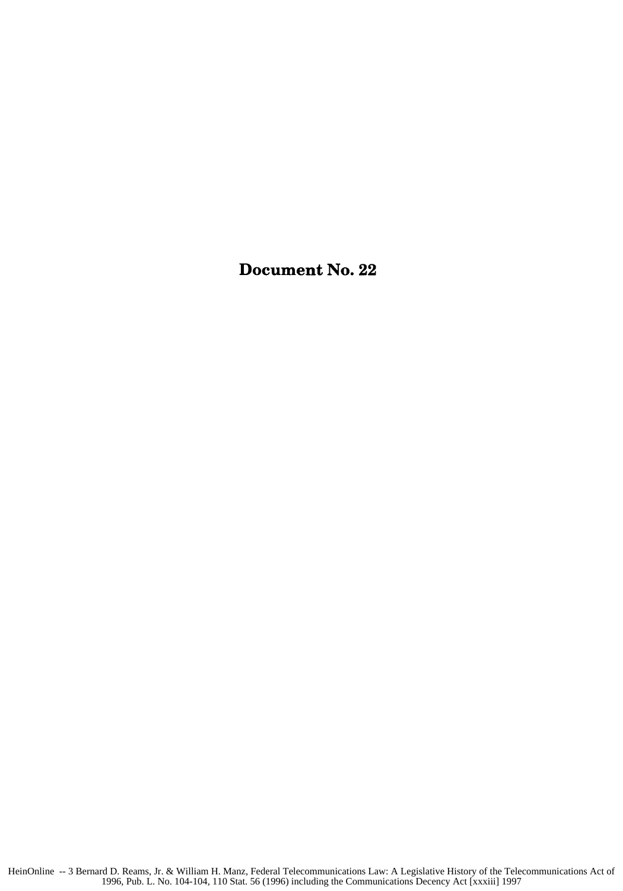# Document No. 22